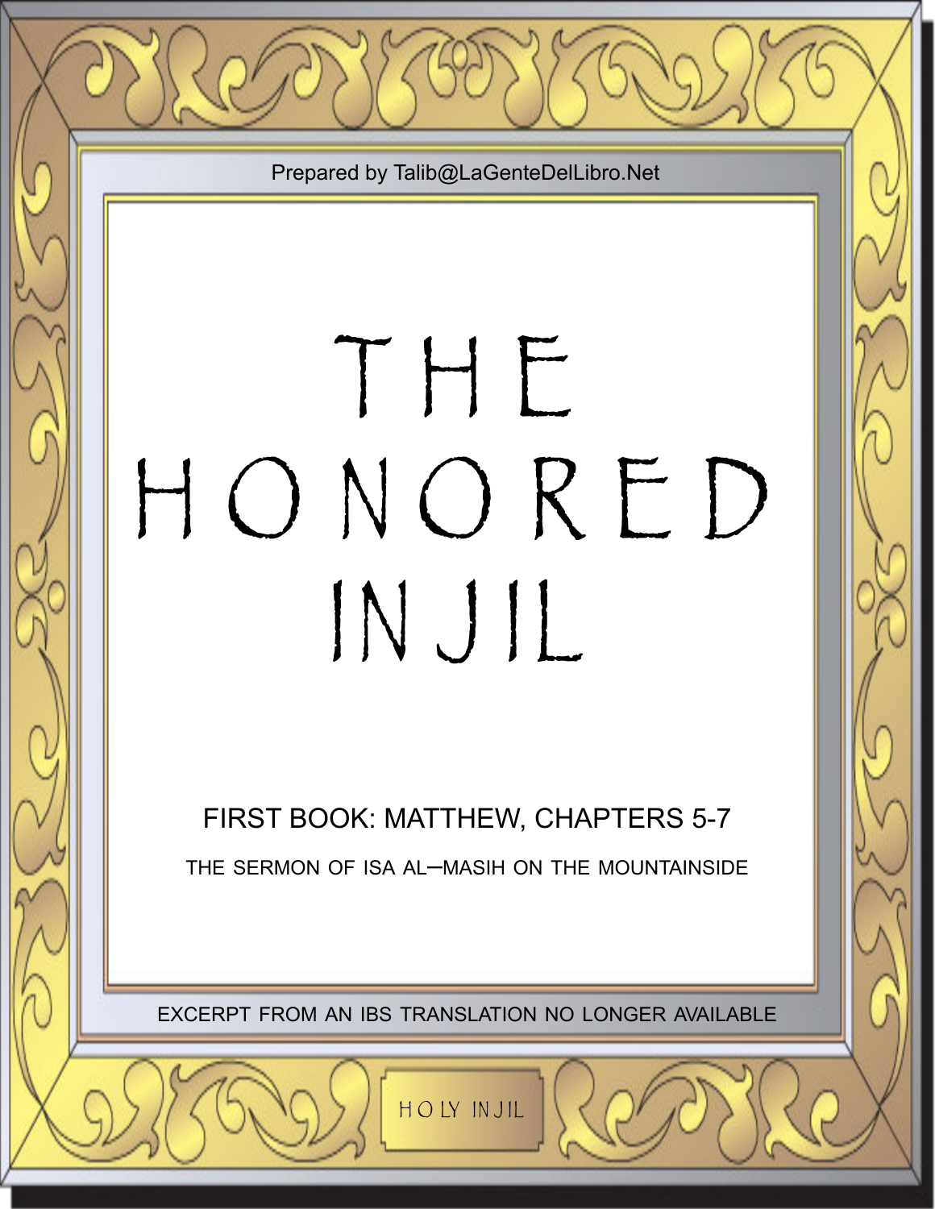Prepared by Talib@LaGenteDelLibro.Net

# THE HONORED INJIL

## FIRST BOOK: MATTHEW, CHAPTERS 5-7

### THE SERMON OF ISA AL–MASIH ON THE MOUNTAINSIDE

EXCERPT FROM AN IBS TRANSLATION NO LONGER AVAILABLE

HOLY INJIL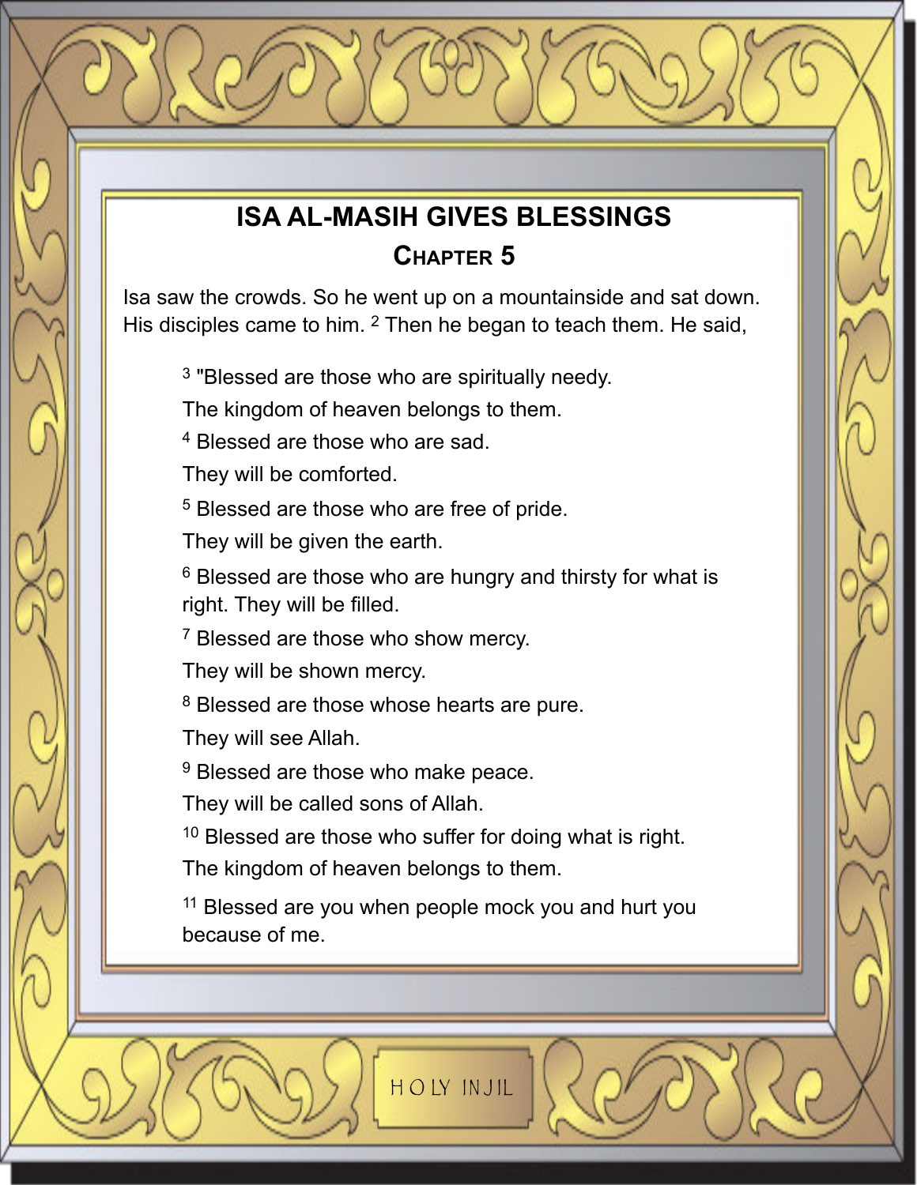## ISA AL-MASIH GIVES BLESSINGS

### CHAPTER 5

Isa saw the crowds. So he went up on a mountainside and sat down. His disciples came to him. [2] Then he began to teach them. He said,

> [3] "Blessed are those who are spiritually needy.
> The kingdom of heaven belongs to them.
> [4] Blessed are those who are sad.
> They will be comforted.
> [5] Blessed are those who are free of pride.
> They will be given the earth.
> [6] Blessed are those who are hungry and thirsty for what is right. They will be filled.
> [7] Blessed are those who show mercy.
> They will be shown mercy.
> [8] Blessed are those whose hearts are pure.
> They will see Allah.
> [9] Blessed are those who make peace.
> They will be called sons of Allah.
> [10] Blessed are those who suffer for doing what is right.
> The kingdom of heaven belongs to them.
> [11] Blessed are you when people mock you and hurt you because of me.

HOLY INJIL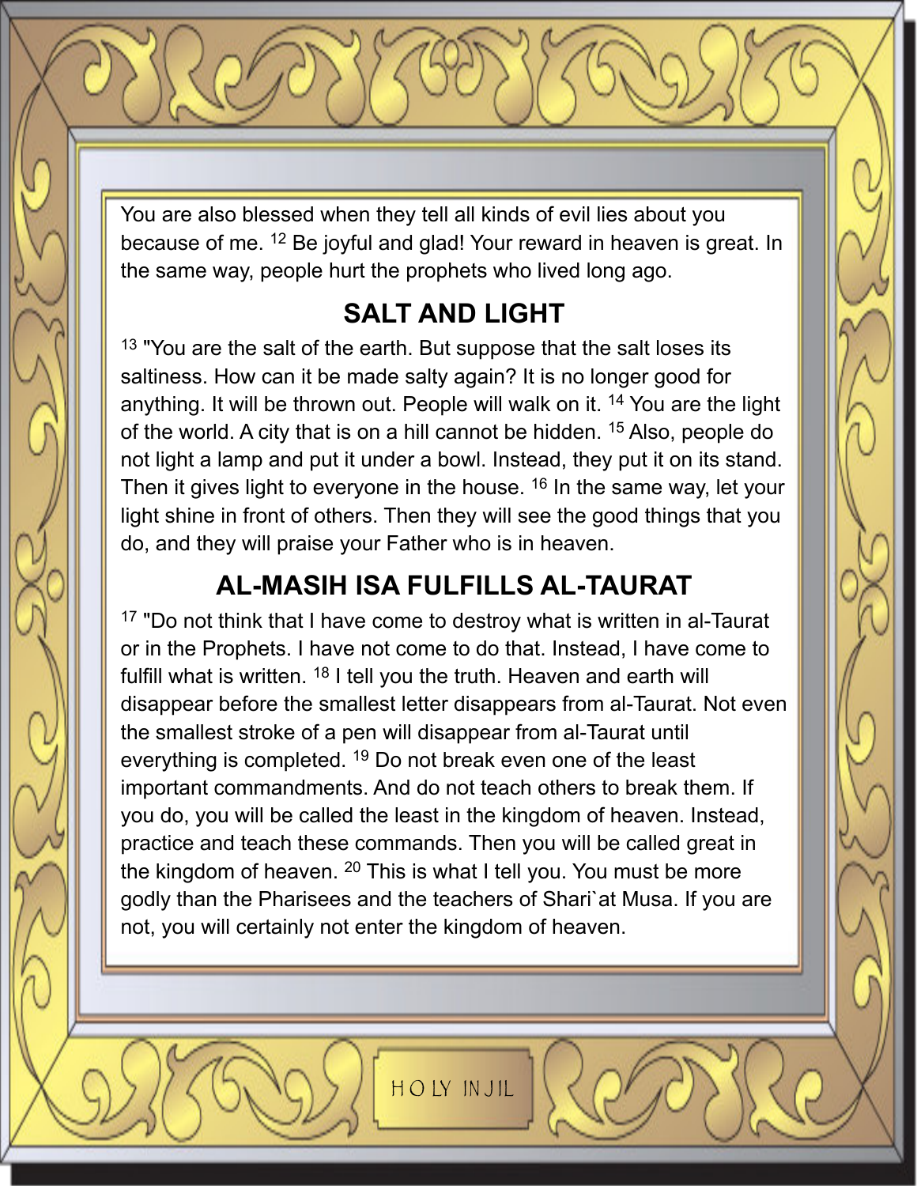You are also blessed when they tell all kinds of evil lies about you because of me. [12] Be joyful and glad! Your reward in heaven is great. In the same way, people hurt the prophets who lived long ago.

## SALT AND LIGHT

[13] "You are the salt of the earth. But suppose that the salt loses its saltiness. How can it be made salty again? It is no longer good for anything. It will be thrown out. People will walk on it. [14] You are the light of the world. A city that is on a hill cannot be hidden. [15] Also, people do not light a lamp and put it under a bowl. Instead, they put it on its stand. Then it gives light to everyone in the house. [16] In the same way, let your light shine in front of others. Then they will see the good things that you do, and they will praise your Father who is in heaven.

## AL-MASIH ISA FULFILLS AL-TAURAT

[17] "Do not think that I have come to destroy what is written in al-Taurat or in the Prophets. I have not come to do that. Instead, I have come to fulfill what is written. [18] I tell you the truth. Heaven and earth will disappear before the smallest letter disappears from al-Taurat. Not even the smallest stroke of a pen will disappear from al-Taurat until everything is completed. [19] Do not break even one of the least important commandments. And do not teach others to break them. If you do, you will be called the least in the kingdom of heaven. Instead, practice and teach these commands. Then you will be called great in the kingdom of heaven. [20] This is what I tell you. You must be more godly than the Pharisees and the teachers of Shari`at Musa. If you are not, you will certainly not enter the kingdom of heaven.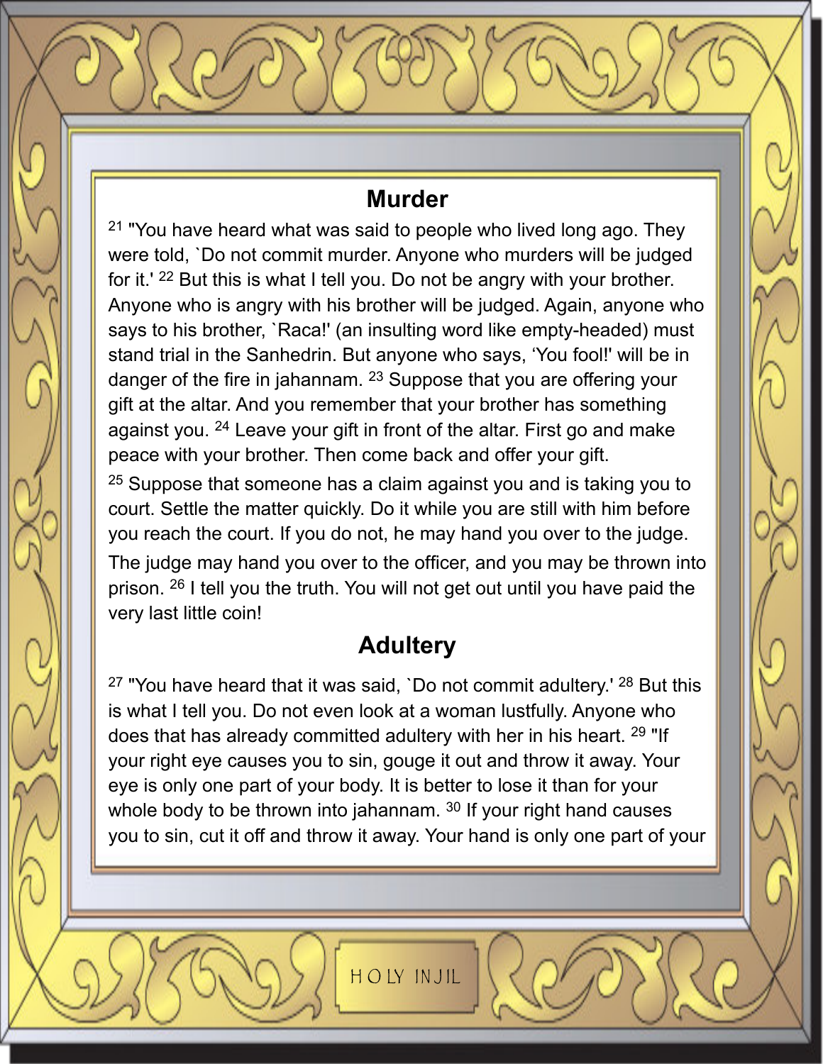## Murder

21 "You have heard what was said to people who lived long ago. They were told, `Do not commit murder. Anyone who murders will be judged for it.' 22 But this is what I tell you. Do not be angry with your brother. Anyone who is angry with his brother will be judged. Again, anyone who says to his brother, `Raca!' (an insulting word like empty-headed) must stand trial in the Sanhedrin. But anyone who says, 'You fool!' will be in danger of the fire in jahannam. 23 Suppose that you are offering your gift at the altar. And you remember that your brother has something against you. 24 Leave your gift in front of the altar. First go and make peace with your brother. Then come back and offer your gift.

25 Suppose that someone has a claim against you and is taking you to court. Settle the matter quickly. Do it while you are still with him before you reach the court. If you do not, he may hand you over to the judge. The judge may hand you over to the officer, and you may be thrown into prison. 26 I tell you the truth. You will not get out until you have paid the very last little coin!

## Adultery

27 "You have heard that it was said, `Do not commit adultery.' 28 But this is what I tell you. Do not even look at a woman lustfully. Anyone who does that has already committed adultery with her in his heart. 29 "If your right eye causes you to sin, gouge it out and throw it away. Your eye is only one part of your body. It is better to lose it than for your whole body to be thrown into jahannam. 30 If your right hand causes you to sin, cut it off and throw it away. Your hand is only one part of your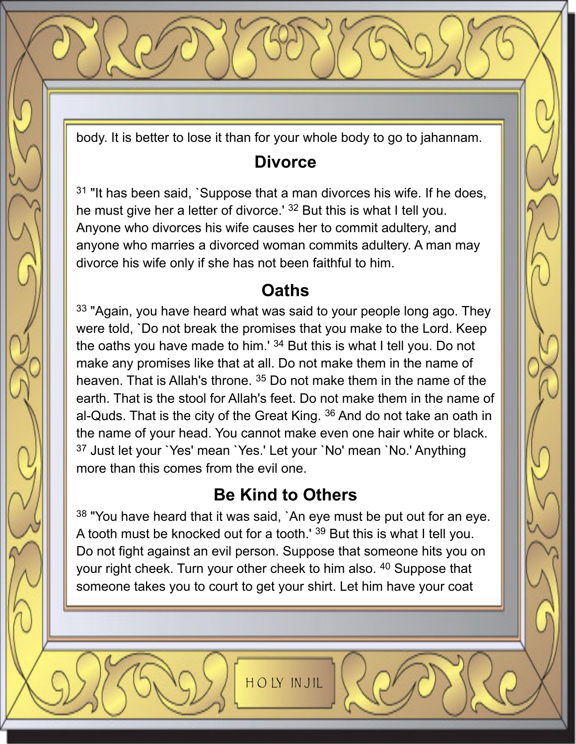body. It is better to lose it than for your whole body to go to jahannam.

## Divorce

[31] "It has been said, `Suppose that a man divorces his wife. If he does, he must give her a letter of divorce.' [32] But this is what I tell you. Anyone who divorces his wife causes her to commit adultery, and anyone who marries a divorced woman commits adultery. A man may divorce his wife only if she has not been faithful to him.

## Oaths

[33] "Again, you have heard what was said to your people long ago. They were told, `Do not break the promises that you make to the Lord. Keep the oaths you have made to him.' [34] But this is what I tell you. Do not make any promises like that at all. Do not make them in the name of heaven. That is Allah's throne. [35] Do not make them in the name of the earth. That is the stool for Allah's feet. Do not make them in the name of al-Quds. That is the city of the Great King. [36] And do not take an oath in the name of your head. You cannot make even one hair white or black. [37] Just let your `Yes' mean `Yes.' Let your `No' mean `No.' Anything more than this comes from the evil one.

## Be Kind to Others

[38] "You have heard that it was said, `An eye must be put out for an eye. A tooth must be knocked out for a tooth.' [39] But this is what I tell you. Do not fight against an evil person. Suppose that someone hits you on your right cheek. Turn your other cheek to him also. [40] Suppose that someone takes you to court to get your shirt. Let him have your coat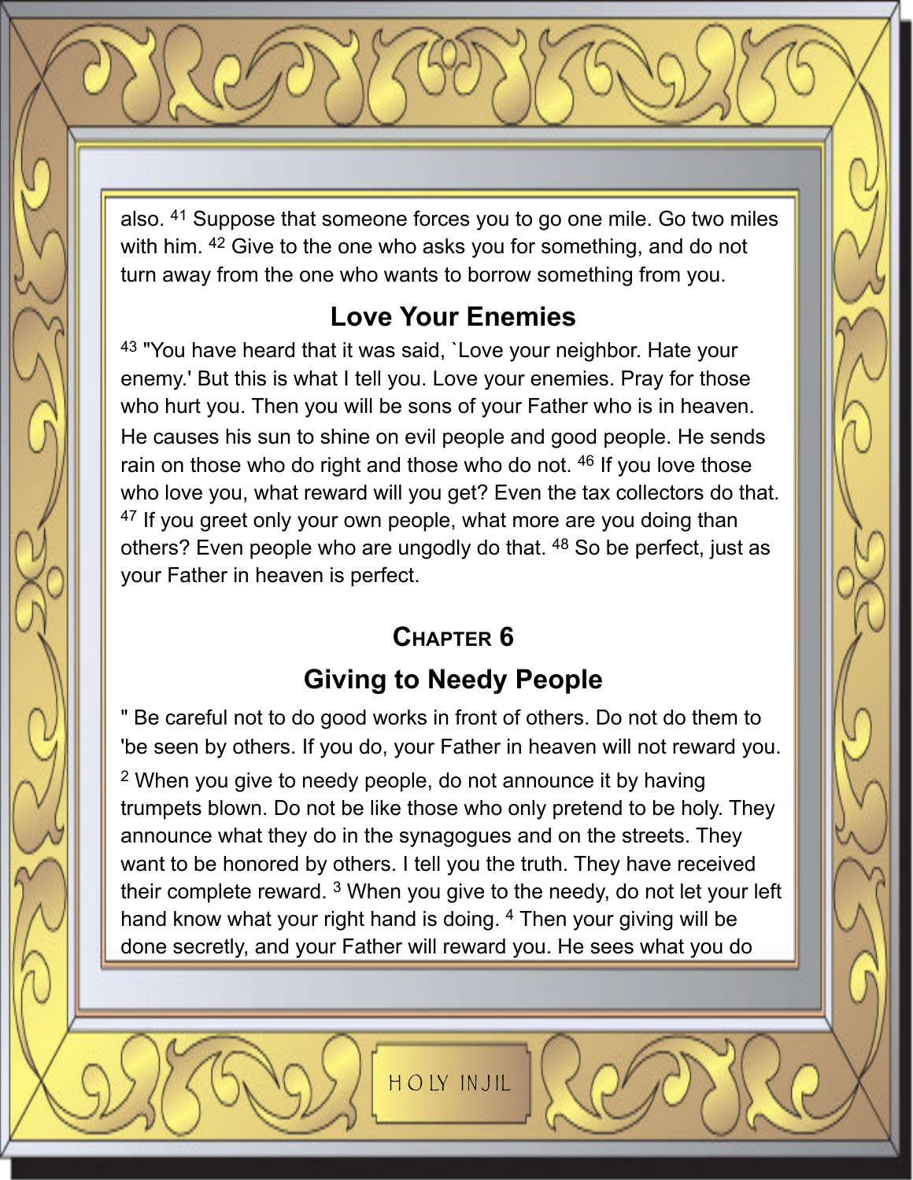also. [41] Suppose that someone forces you to go one mile. Go two miles with him. [42] Give to the one who asks you for something, and do not turn away from the one who wants to borrow something from you.

## Love Your Enemies

[43] "You have heard that it was said, `Love your neighbor. Hate your enemy.' But this is what I tell you. Love your enemies. Pray for those who hurt you. Then you will be sons of your Father who is in heaven. He causes his sun to shine on evil people and good people. He sends rain on those who do right and those who do not. [46] If you love those who love you, what reward will you get? Even the tax collectors do that. [47] If you greet only your own people, what more are you doing than others? Even people who are ungodly do that. [48] So be perfect, just as your Father in heaven is perfect.

## Chapter 6

## Giving to Needy People

" Be careful not to do good works in front of others. Do not do them to 'be seen by others. If you do, your Father in heaven will not reward you.

[2] When you give to needy people, do not announce it by having trumpets blown. Do not be like those who only pretend to be holy. They announce what they do in the synagogues and on the streets. They want to be honored by others. I tell you the truth. They have received their complete reward. [3] When you give to the needy, do not let your left hand know what your right hand is doing. [4] Then your giving will be done secretly, and your Father will reward you. He sees what you do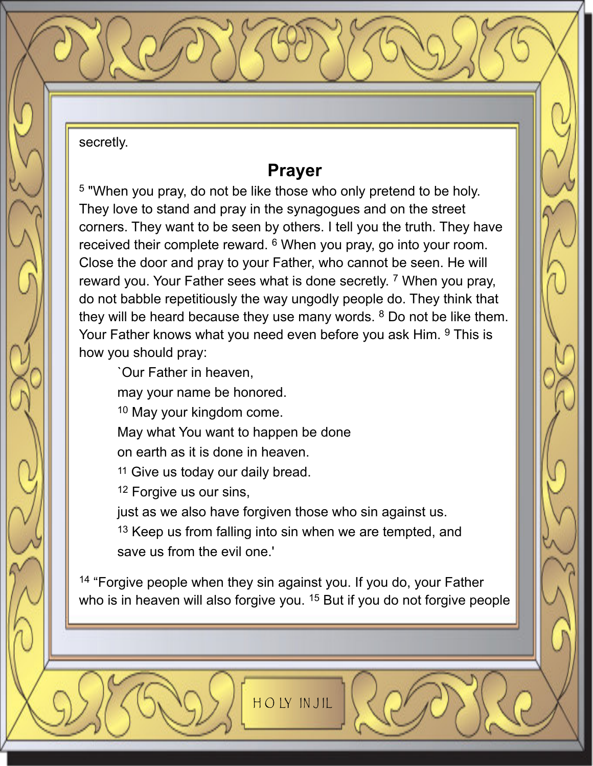secretly.

## Prayer

[5] "When you pray, do not be like those who only pretend to be holy. They love to stand and pray in the synagogues and on the street corners. They want to be seen by others. I tell you the truth. They have received their complete reward. [6] When you pray, go into your room. Close the door and pray to your Father, who cannot be seen. He will reward you. Your Father sees what is done secretly. [7] When you pray, do not babble repetitiously the way ungodly people do. They think that they will be heard because they use many words. [8] Do not be like them. Your Father knows what you need even before you ask Him. [9] This is how you should pray:

> `Our Father in heaven,
> may your name be honored.
> [10] May your kingdom come.
> May what You want to happen be done
> on earth as it is done in heaven.
> [11] Give us today our daily bread.
> [12] Forgive us our sins,
> just as we also have forgiven those who sin against us.
> [13] Keep us from falling into sin when we are tempted, and
> save us from the evil one.'

[14] "Forgive people when they sin against you. If you do, your Father who is in heaven will also forgive you. [15] But if you do not forgive people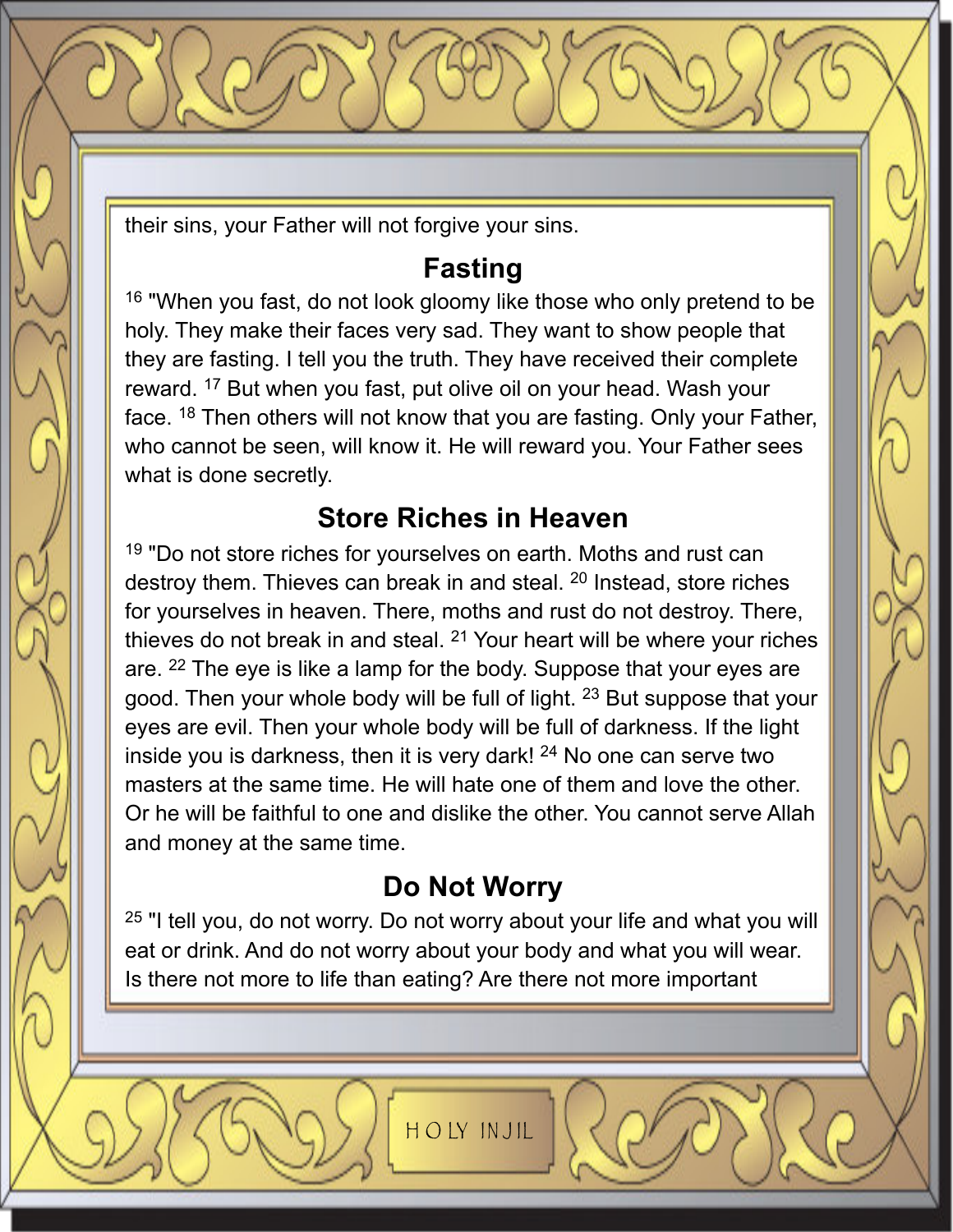their sins, your Father will not forgive your sins.

## Fasting

[16] "When you fast, do not look gloomy like those who only pretend to be holy. They make their faces very sad. They want to show people that they are fasting. I tell you the truth. They have received their complete reward. [17] But when you fast, put olive oil on your head. Wash your face. [18] Then others will not know that you are fasting. Only your Father, who cannot be seen, will know it. He will reward you. Your Father sees what is done secretly.

## Store Riches in Heaven

[19] "Do not store riches for yourselves on earth. Moths and rust can destroy them. Thieves can break in and steal. [20] Instead, store riches for yourselves in heaven. There, moths and rust do not destroy. There, thieves do not break in and steal. [21] Your heart will be where your riches are. [22] The eye is like a lamp for the body. Suppose that your eyes are good. Then your whole body will be full of light. [23] But suppose that your eyes are evil. Then your whole body will be full of darkness. If the light inside you is darkness, then it is very dark! [24] No one can serve two masters at the same time. He will hate one of them and love the other. Or he will be faithful to one and dislike the other. You cannot serve Allah and money at the same time.

## Do Not Worry

[25] "I tell you, do not worry. Do not worry about your life and what you will eat or drink. And do not worry about your body and what you will wear. Is there not more to life than eating? Are there not more important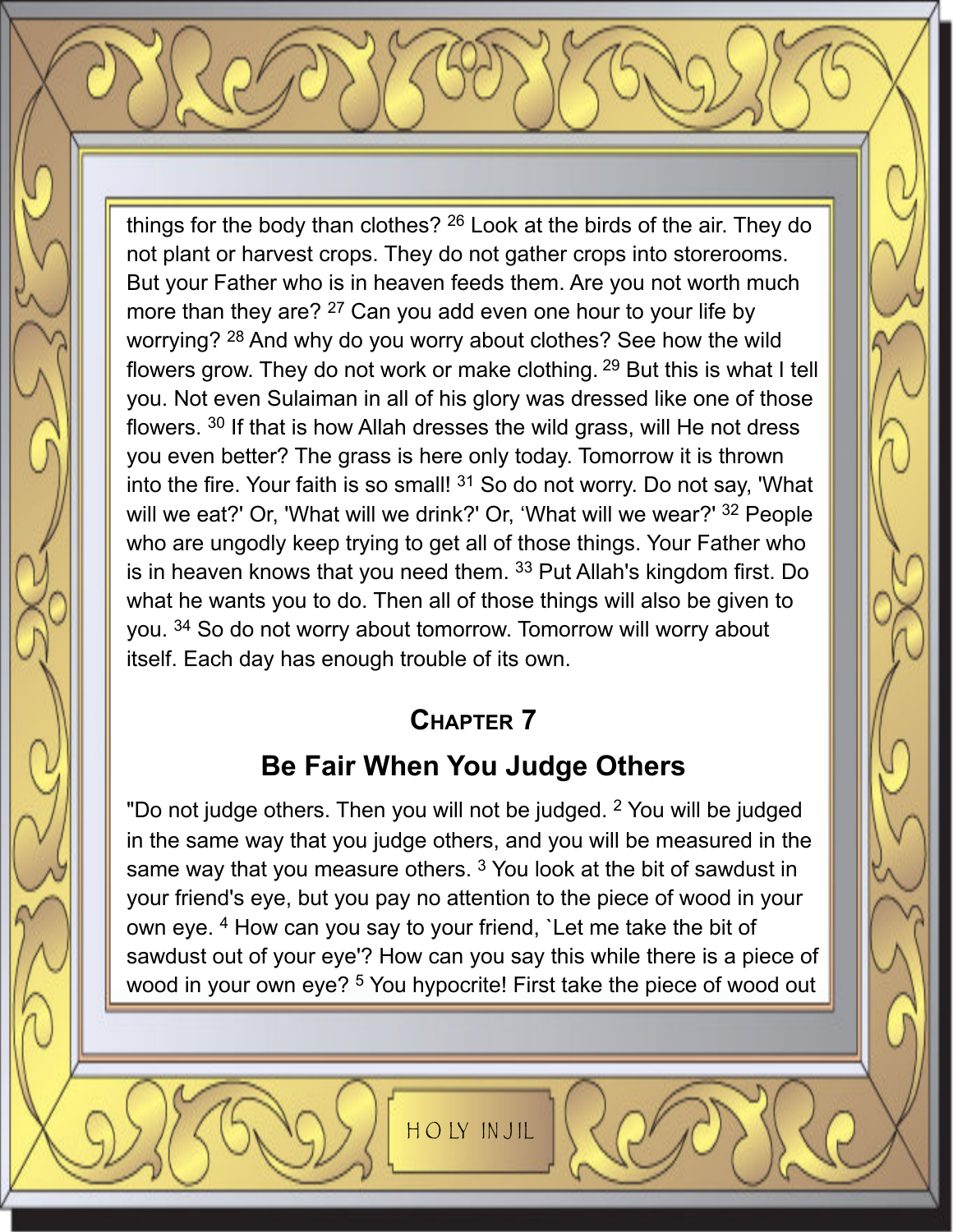things for the body than clothes? [26] Look at the birds of the air. They do not plant or harvest crops. They do not gather crops into storerooms. But your Father who is in heaven feeds them. Are you not worth much more than they are? [27] Can you add even one hour to your life by worrying? [28] And why do you worry about clothes? See how the wild flowers grow. They do not work or make clothing. [29] But this is what I tell you. Not even Sulaiman in all of his glory was dressed like one of those flowers. [30] If that is how Allah dresses the wild grass, will He not dress you even better? The grass is here only today. Tomorrow it is thrown into the fire. Your faith is so small! [31] So do not worry. Do not say, 'What will we eat?' Or, 'What will we drink?' Or, 'What will we wear?' [32] People who are ungodly keep trying to get all of those things. Your Father who is in heaven knows that you need them. [33] Put Allah's kingdom first. Do what he wants you to do. Then all of those things will also be given to you. [34] So do not worry about tomorrow. Tomorrow will worry about itself. Each day has enough trouble of its own.

## Chapter 7

## Be Fair When You Judge Others

"Do not judge others. Then you will not be judged. [2] You will be judged in the same way that you judge others, and you will be measured in the same way that you measure others. [3] You look at the bit of sawdust in your friend's eye, but you pay no attention to the piece of wood in your own eye. [4] How can you say to your friend, `Let me take the bit of sawdust out of your eye'? How can you say this while there is a piece of wood in your own eye? [5] You hypocrite! First take the piece of wood out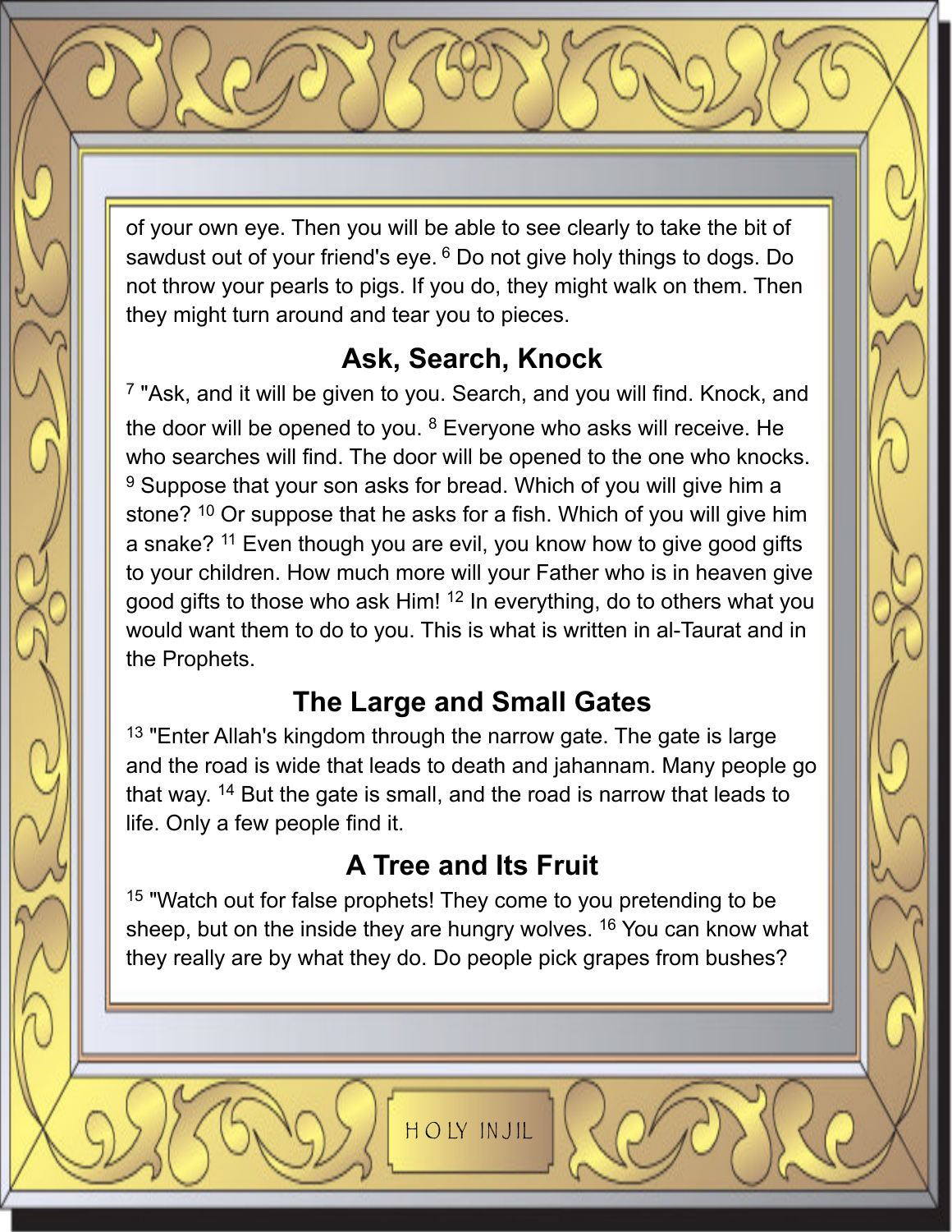of your own eye. Then you will be able to see clearly to take the bit of sawdust out of your friend's eye. [6] Do not give holy things to dogs. Do not throw your pearls to pigs. If you do, they might walk on them. Then they might turn around and tear you to pieces.

## Ask, Search, Knock

[7] "Ask, and it will be given to you. Search, and you will find. Knock, and the door will be opened to you. [8] Everyone who asks will receive. He who searches will find. The door will be opened to the one who knocks. [9] Suppose that your son asks for bread. Which of you will give him a stone? [10] Or suppose that he asks for a fish. Which of you will give him a snake? [11] Even though you are evil, you know how to give good gifts to your children. How much more will your Father who is in heaven give good gifts to those who ask Him! [12] In everything, do to others what you would want them to do to you. This is what is written in al-Taurat and in the Prophets.

## The Large and Small Gates

[13] "Enter Allah's kingdom through the narrow gate. The gate is large and the road is wide that leads to death and jahannam. Many people go that way. [14] But the gate is small, and the road is narrow that leads to life. Only a few people find it.

## A Tree and Its Fruit

[15] "Watch out for false prophets! They come to you pretending to be sheep, but on the inside they are hungry wolves. [16] You can know what they really are by what they do. Do people pick grapes from bushes?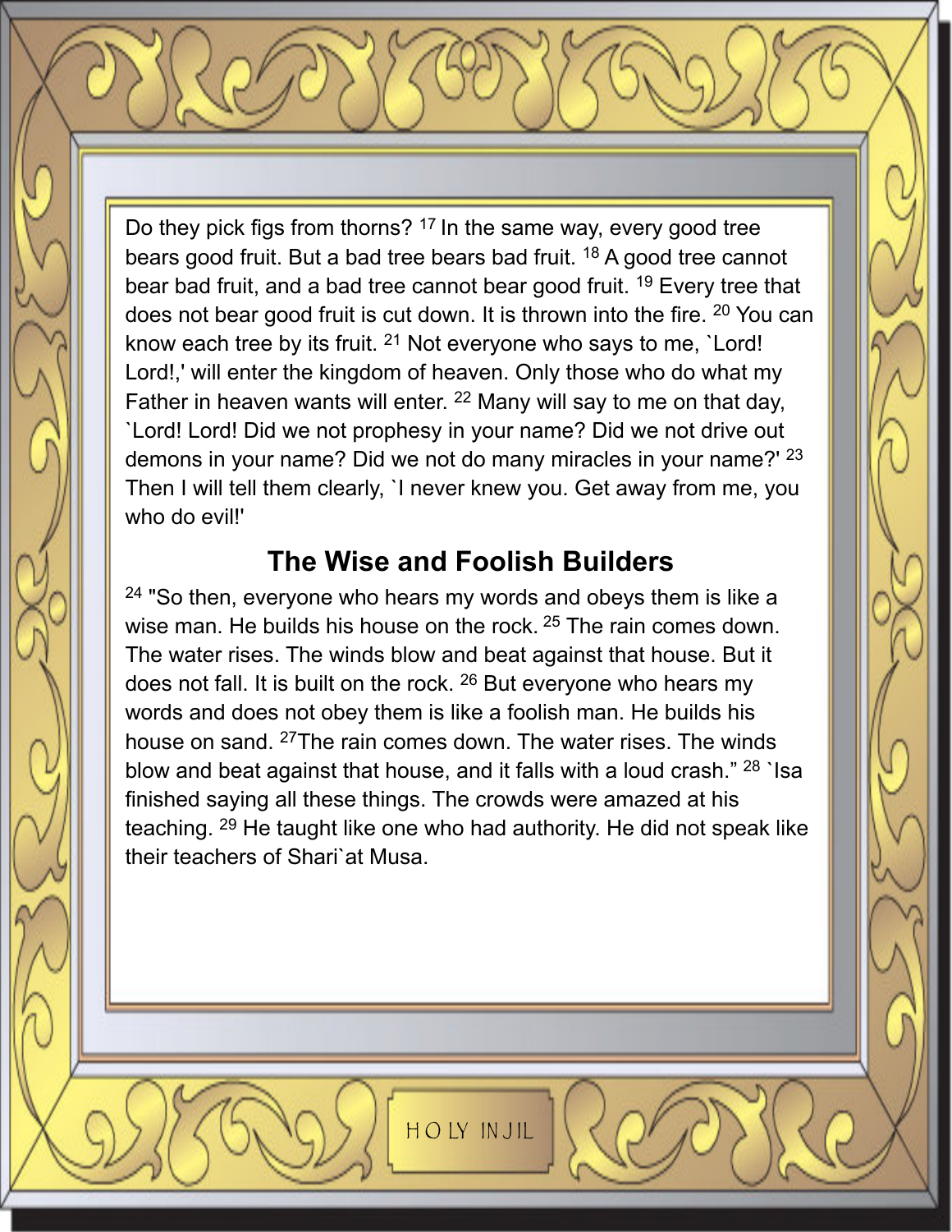Do they pick figs from thorns? [17] In the same way, every good tree bears good fruit. But a bad tree bears bad fruit. [18] A good tree cannot bear bad fruit, and a bad tree cannot bear good fruit. [19] Every tree that does not bear good fruit is cut down. It is thrown into the fire. [20] You can know each tree by its fruit. [21] Not everyone who says to me, `Lord! Lord!,' will enter the kingdom of heaven. Only those who do what my Father in heaven wants will enter. [22] Many will say to me on that day, `Lord! Lord! Did we not prophesy in your name? Did we not drive out demons in your name? Did we not do many miracles in your name?' [23] Then I will tell them clearly, `I never knew you. Get away from me, you who do evil!'

## The Wise and Foolish Builders

[24] "So then, everyone who hears my words and obeys them is like a wise man. He builds his house on the rock. [25] The rain comes down. The water rises. The winds blow and beat against that house. But it does not fall. It is built on the rock. [26] But everyone who hears my words and does not obey them is like a foolish man. He builds his house on sand. [27]The rain comes down. The water rises. The winds blow and beat against that house, and it falls with a loud crash." [28] `Isa finished saying all these things. The crowds were amazed at his teaching. [29] He taught like one who had authority. He did not speak like their teachers of Shari`at Musa.

HOLY INJIL